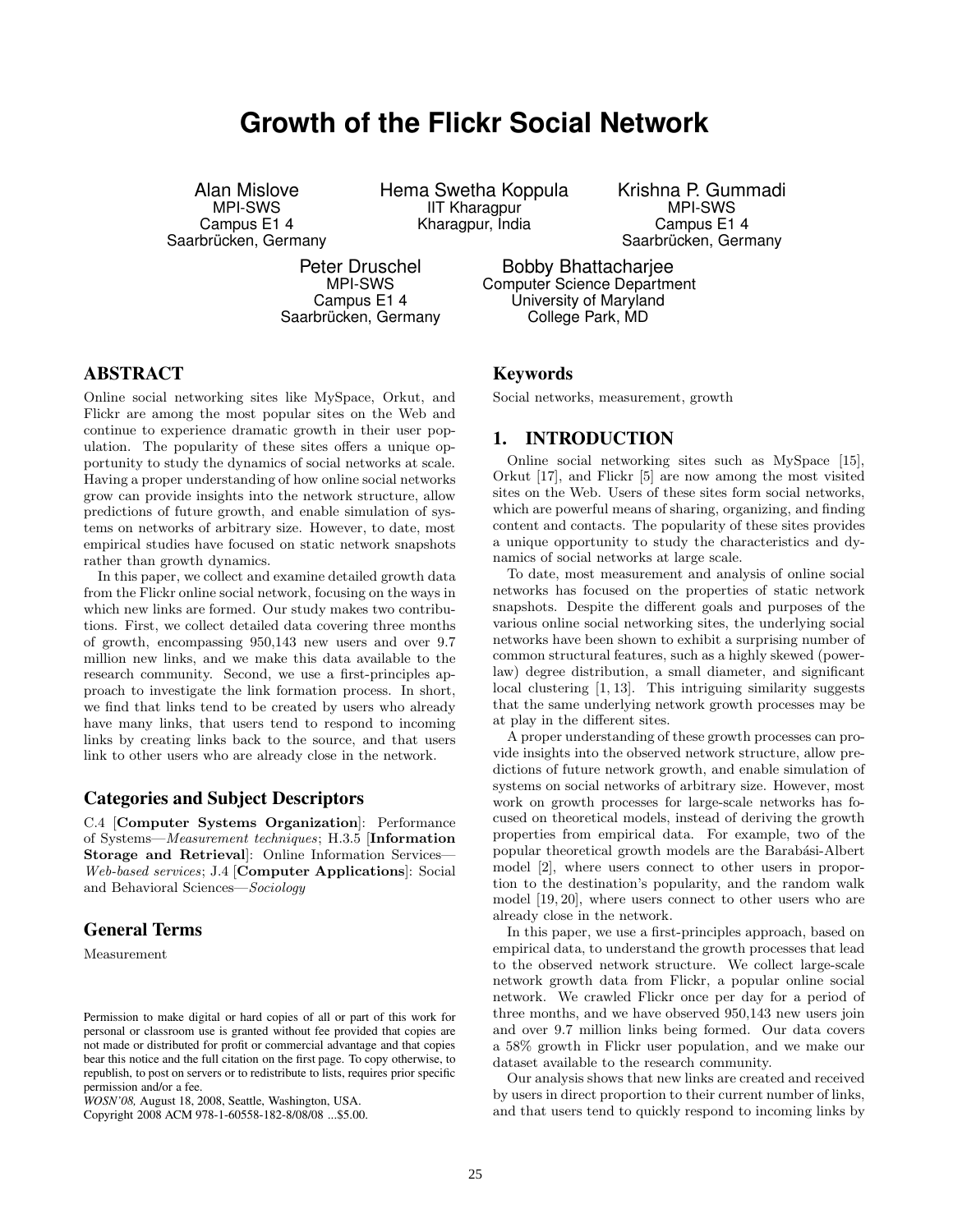# Growth of the Flickr Social Network

Alan Mislove
MPI-SWS
Campus E1 4
Saarbrücken, Germany

Hema Swetha Koppula
IIT Kharagpur
Kharagpur, India

Krishna P. Gummadi
MPI-SWS
Campus E1 4
Saarbrücken, Germany

Peter Druschel
MPI-SWS
Campus E1 4
Saarbrücken, Germany

Bobby Bhattacharjee
Computer Science Department
University of Maryland
College Park, MD

## ABSTRACT

Online social networking sites like MySpace, Orkut, and Flickr are among the most popular sites on the Web and continue to experience dramatic growth in their user population. The popularity of these sites offers a unique opportunity to study the dynamics of social networks at scale. Having a proper understanding of how online social networks grow can provide insights into the network structure, allow predictions of future growth, and enable simulation of systems on networks of arbitrary size. However, to date, most empirical studies have focused on static network snapshots rather than growth dynamics.

In this paper, we collect and examine detailed growth data from the Flickr online social network, focusing on the ways in which new links are formed. Our study makes two contributions. First, we collect detailed data covering three months of growth, encompassing 950,143 new users and over 9.7 million new links, and we make this data available to the research community. Second, we use a first-principles approach to investigate the link formation process. In short, we find that links tend to be created by users who already have many links, that users tend to respond to incoming links by creating links back to the source, and that users link to other users who are already close in the network.

### Categories and Subject Descriptors

C.4 [**Computer Systems Organization**]: Performance of Systems—*Measurement techniques*; H.3.5 [**Information Storage and Retrieval**]: Online Information Services—*Web-based services*; J.4 [**Computer Applications**]: Social and Behavioral Sciences—*Sociology*

### General Terms

Measurement

Permission to make digital or hard copies of all or part of this work for personal or classroom use is granted without fee provided that copies are not made or distributed for profit or commercial advantage and that copies bear this notice and the full citation on the first page. To copy otherwise, to republish, to post on servers or to redistribute to lists, requires prior specific permission and/or a fee.
*WOSN'08,* August 18, 2008, Seattle, Washington, USA.
Copyright 2008 ACM 978-1-60558-182-8/08/08 ...$5.00.

### Keywords

Social networks, measurement, growth

## 1. INTRODUCTION

Online social networking sites such as MySpace [15], Orkut [17], and Flickr [5] are now among the most visited sites on the Web. Users of these sites form social networks, which are powerful means of sharing, organizing, and finding content and contacts. The popularity of these sites provides a unique opportunity to study the characteristics and dynamics of social networks at large scale.

To date, most measurement and analysis of online social networks has focused on the properties of static network snapshots. Despite the different goals and purposes of the various online social networking sites, the underlying social networks have been shown to exhibit a surprising number of common structural features, such as a highly skewed (power-law) degree distribution, a small diameter, and significant local clustering [1, 13]. This intriguing similarity suggests that the same underlying network growth processes may be at play in the different sites.

A proper understanding of these growth processes can provide insights into the observed network structure, allow predictions of future network growth, and enable simulation of systems on social networks of arbitrary size. However, most work on growth processes for large-scale networks has focused on theoretical models, instead of deriving the growth properties from empirical data. For example, two of the popular theoretical growth models are the Barabási-Albert model [2], where users connect to other users in proportion to the destination's popularity, and the random walk model [19, 20], where users connect to other users who are already close in the network.

In this paper, we use a first-principles approach, based on empirical data, to understand the growth processes that lead to the observed network structure. We collect large-scale network growth data from Flickr, a popular online social network. We crawled Flickr once per day for a period of three months, and we have observed 950,143 new users join and over 9.7 million links being formed. Our data covers a 58% growth in Flickr user population, and we make our dataset available to the research community.

Our analysis shows that new links are created and received by users in direct proportion to their current number of links, and that users tend to quickly respond to incoming links by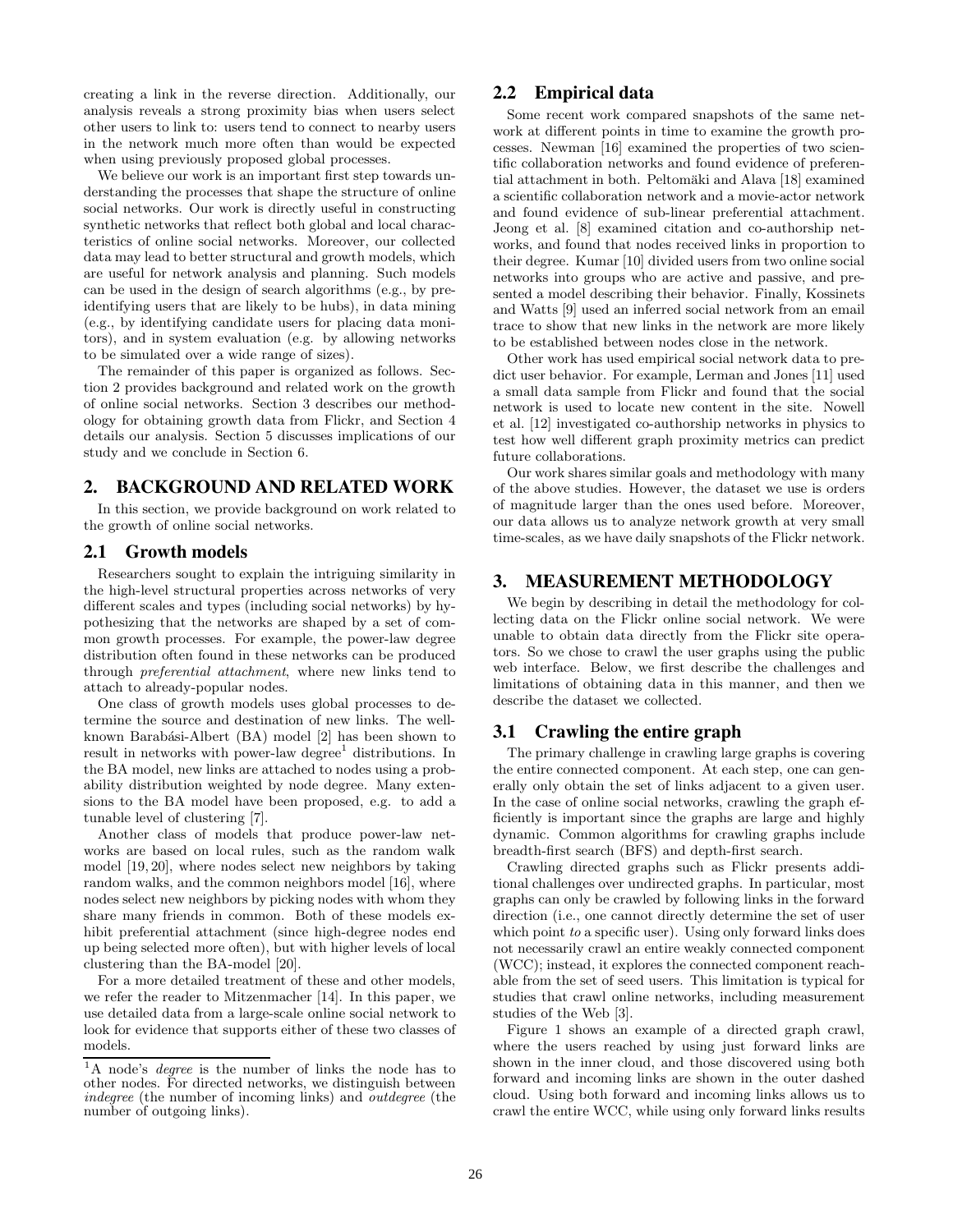creating a link in the reverse direction. Additionally, our analysis reveals a strong proximity bias when users select other users to link to: users tend to connect to nearby users in the network much more often than would be expected when using previously proposed global processes.

We believe our work is an important first step towards understanding the processes that shape the structure of online social networks. Our work is directly useful in constructing synthetic networks that reflect both global and local characteristics of online social networks. Moreover, our collected data may lead to better structural and growth models, which are useful for network analysis and planning. Such models can be used in the design of search algorithms (e.g., by pre-identifying users that are likely to be hubs), in data mining (e.g., by identifying candidate users for placing data monitors), and in system evaluation (e.g. by allowing networks to be simulated over a wide range of sizes).

The remainder of this paper is organized as follows. Section 2 provides background and related work on the growth of online social networks. Section 3 describes our methodology for obtaining growth data from Flickr, and Section 4 details our analysis. Section 5 discusses implications of our study and we conclude in Section 6.

## 2. BACKGROUND AND RELATED WORK

In this section, we provide background on work related to the growth of online social networks.

### 2.1 Growth models

Researchers sought to explain the intriguing similarity in the high-level structural properties across networks of very different scales and types (including social networks) by hypothesizing that the networks are shaped by a set of common growth processes. For example, the power-law degree distribution often found in these networks can be produced through *preferential attachment*, where new links tend to attach to already-popular nodes.

One class of growth models uses global processes to determine the source and destination of new links. The well-known Barabási-Albert (BA) model [2] has been shown to result in networks with power-law degree[1] distributions. In the BA model, new links are attached to nodes using a probability distribution weighted by node degree. Many extensions to the BA model have been proposed, e.g. to add a tunable level of clustering [7].

Another class of models that produce power-law networks are based on local rules, such as the random walk model [19, 20], where nodes select new neighbors by taking random walks, and the common neighbors model [16], where nodes select new neighbors by picking nodes with whom they share many friends in common. Both of these models exhibit preferential attachment (since high-degree nodes end up being selected more often), but with higher levels of local clustering than the BA-model [20].

For a more detailed treatment of these and other models, we refer the reader to Mitzenmacher [14]. In this paper, we use detailed data from a large-scale online social network to look for evidence that supports either of these two classes of models.

[1] A node's *degree* is the number of links the node has to other nodes. For directed networks, we distinguish between *indegree* (the number of incoming links) and *outdegree* (the number of outgoing links).

### 2.2 Empirical data

Some recent work compared snapshots of the same network at different points in time to examine the growth processes. Newman [16] examined the properties of two scientific collaboration networks and found evidence of preferential attachment in both. Peltomäki and Alava [18] examined a scientific collaboration network and a movie-actor network and found evidence of sub-linear preferential attachment. Jeong et al. [8] examined citation and co-authorship networks, and found that nodes received links in proportion to their degree. Kumar [10] divided users from two online social networks into groups who are active and passive, and presented a model describing their behavior. Finally, Kossinets and Watts [9] used an inferred social network from an email trace to show that new links in the network are more likely to be established between nodes close in the network.

Other work has used empirical social network data to predict user behavior. For example, Lerman and Jones [11] used a small data sample from Flickr and found that the social network is used to locate new content in the site. Nowell et al. [12] investigated co-authorship networks in physics to test how well different graph proximity metrics can predict future collaborations.

Our work shares similar goals and methodology with many of the above studies. However, the dataset we use is orders of magnitude larger than the ones used before. Moreover, our data allows us to analyze network growth at very small time-scales, as we have daily snapshots of the Flickr network.

## 3. MEASUREMENT METHODOLOGY

We begin by describing in detail the methodology for collecting data on the Flickr online social network. We were unable to obtain data directly from the Flickr site operators. So we chose to crawl the user graphs using the public web interface. Below, we first describe the challenges and limitations of obtaining data in this manner, and then we describe the dataset we collected.

### 3.1 Crawling the entire graph

The primary challenge in crawling large graphs is covering the entire connected component. At each step, one can generally only obtain the set of links adjacent to a given user. In the case of online social networks, crawling the graph efficiently is important since the graphs are large and highly dynamic. Common algorithms for crawling graphs include breadth-first search (BFS) and depth-first search.

Crawling directed graphs such as Flickr presents additional challenges over undirected graphs. In particular, most graphs can only be crawled by following links in the forward direction (i.e., one cannot directly determine the set of user which point *to* a specific user). Using only forward links does not necessarily crawl an entire weakly connected component (WCC); instead, it explores the connected component reachable from the set of seed users. This limitation is typical for studies that crawl online networks, including measurement studies of the Web [3].

Figure 1 shows an example of a directed graph crawl, where the users reached by using just forward links are shown in the inner cloud, and those discovered using both forward and incoming links are shown in the outer dashed cloud. Using both forward and incoming links allows us to crawl the entire WCC, while using only forward links results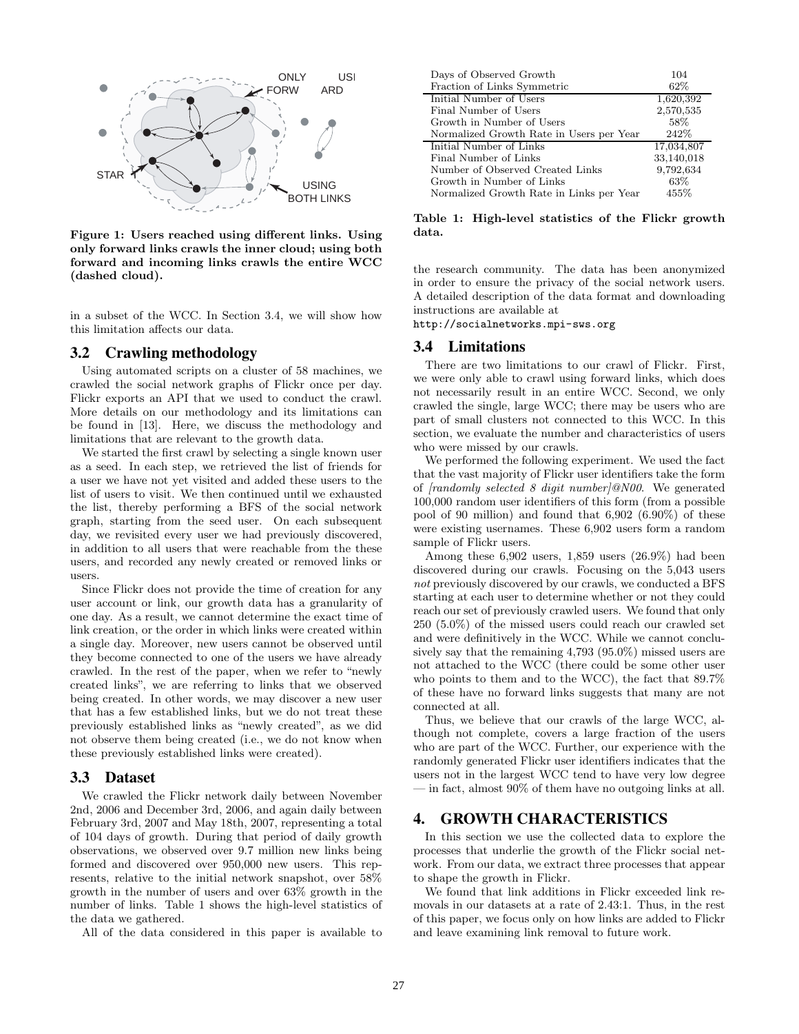ONLY USING FORWARD

STAR

USING BOTH LINKS

**Figure 1: Users reached using different links. Using only forward links crawls the inner cloud; using both forward and incoming links crawls the entire WCC (dashed cloud).**

in a subset of the WCC. In Section 3.4, we will show how this limitation affects our data.

## 3.2 Crawling methodology

Using automated scripts on a cluster of 58 machines, we crawled the social network graphs of Flickr once per day. Flickr exports an API that we used to conduct the crawl. More details on our methodology and its limitations can be found in [13]. Here, we discuss the methodology and limitations that are relevant to the growth data.

We started the first crawl by selecting a single known user as a seed. In each step, we retrieved the list of friends for a user we have not yet visited and added these users to the list of users to visit. We then continued until we exhausted the list, thereby performing a BFS of the social network graph, starting from the seed user. On each subsequent day, we revisited every user we had previously discovered, in addition to all users that were reachable from the these users, and recorded any newly created or removed links or users.

Since Flickr does not provide the time of creation for any user account or link, our growth data has a granularity of one day. As a result, we cannot determine the exact time of link creation, or the order in which links were created within a single day. Moreover, new users cannot be observed until they become connected to one of the users we have already crawled. In the rest of the paper, when we refer to "newly created links", we are referring to links that we observed being created. In other words, we may discover a new user that has a few established links, but we do not treat these previously established links as "newly created", as we did not observe them being created (i.e., we do not know when these previously established links were created).

## 3.3 Dataset

We crawled the Flickr network daily between November 2nd, 2006 and December 3rd, 2006, and again daily between February 3rd, 2007 and May 18th, 2007, representing a total of 104 days of growth. During that period of daily growth observations, we observed over 9.7 million new links being formed and discovered over 950,000 new users. This represents, relative to the initial network snapshot, over 58% growth in the number of users and over 63% growth in the number of links. Table 1 shows the high-level statistics of the data we gathered.

All of the data considered in this paper is available to the research community. The data has been anonymized in order to ensure the privacy of the social network users. A detailed description of the data format and downloading instructions are available at
http://socialnetworks.mpi-sws.org

| | |
|---|---|
| Days of Observed Growth | 104 |
| Fraction of Links Symmetric | 62% |
| Initial Number of Users | 1,620,392 |
| Final Number of Users | 2,570,535 |
| Growth in Number of Users | 58% |
| Normalized Growth Rate in Users per Year | 242% |
| Initial Number of Links | 17,034,807 |
| Final Number of Links | 33,140,018 |
| Number of Observed Created Links | 9,792,634 |
| Growth in Number of Links | 63% |
| Normalized Growth Rate in Links per Year | 455% |

**Table 1: High-level statistics of the Flickr growth data.**

## 3.4 Limitations

There are two limitations to our crawl of Flickr. First, we were only able to crawl using forward links, which does not necessarily result in an entire WCC. Second, we only crawled the single, large WCC; there may be users who are part of small clusters not connected to this WCC. In this section, we evaluate the number and characteristics of users who were missed by our crawls.

We performed the following experiment. We used the fact that the vast majority of Flickr user identifiers take the form of *[randomly selected 8 digit number]@N00*. We generated 100,000 random user identifiers of this form (from a possible pool of 90 million) and found that 6,902 (6.90%) of these were existing usernames. These 6,902 users form a random sample of Flickr users.

Among these 6,902 users, 1,859 users (26.9%) had been discovered during our crawls. Focusing on the 5,043 users *not* previously discovered by our crawls, we conducted a BFS starting at each user to determine whether or not they could reach our set of previously crawled users. We found that only 250 (5.0%) of the missed users could reach our crawled set and were definitively in the WCC. While we cannot conclusively say that the remaining 4,793 (95.0%) missed users are not attached to the WCC (there could be some other user who points to them and to the WCC), the fact that 89.7% of these have no forward links suggests that many are not connected at all.

Thus, we believe that our crawls of the large WCC, although not complete, covers a large fraction of the users who are part of the WCC. Further, our experience with the randomly generated Flickr user identifiers indicates that the users not in the largest WCC tend to have very low degree — in fact, almost 90% of them have no outgoing links at all.

# 4. GROWTH CHARACTERISTICS

In this section we use the collected data to explore the processes that underlie the growth of the Flickr social network. From our data, we extract three processes that appear to shape the growth in Flickr.

We found that link additions in Flickr exceeded link removals in our datasets at a rate of 2.43:1. Thus, in the rest of this paper, we focus only on how links are added to Flickr and leave examining link removal to future work.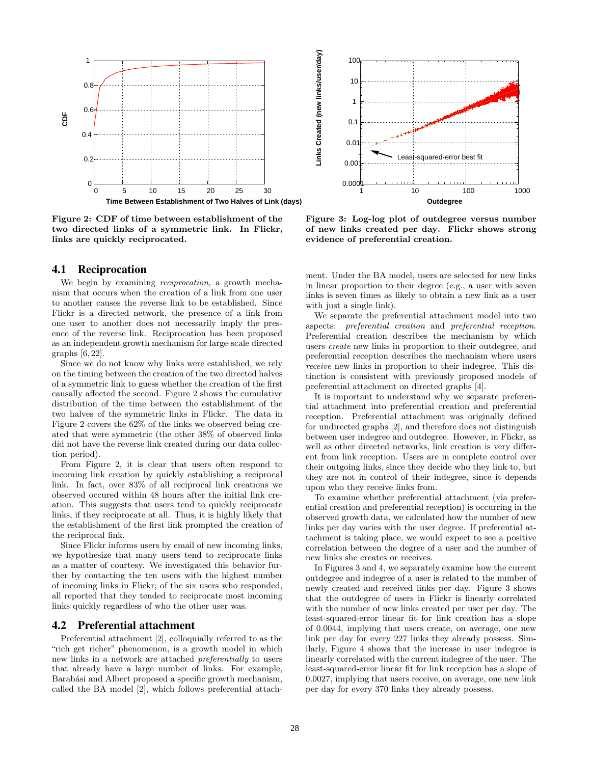Figure 2: CDF of time between establishment of the two directed links of a symmetric link. In Flickr, links are quickly reciprocated.

Figure 3: Log-log plot of outdegree versus number of new links created per day. Flickr shows strong evidence of preferential creation.

## 4.1 Reciprocation

We begin by examining *reciprocation*, a growth mechanism that occurs when the creation of a link from one user to another causes the reverse link to be established. Since Flickr is a directed network, the presence of a link from one user to another does not necessarily imply the presence of the reverse link. Reciprocation has been proposed as an independent growth mechanism for large-scale directed graphs [6, 22].

Since we do not know why links were established, we rely on the timing between the creation of the two directed halves of a symmetric link to guess whether the creation of the first causally affected the second. Figure 2 shows the cumulative distribution of the time between the establishment of the two halves of the symmetric links in Flickr. The data in Figure 2 covers the 62% of the links we observed being created that were symmetric (the other 38% of observed links did not have the reverse link created during our data collection period).

From Figure 2, it is clear that users often respond to incoming link creation by quickly establishing a reciprocal link. In fact, over 83% of all reciprocal link creations we observed occured within 48 hours after the initial link creation. This suggests that users tend to quickly reciprocate links, if they reciprocate at all. Thus, it is highly likely that the establishment of the first link prompted the creation of the reciprocal link.

Since Flickr informs users by email of new incoming links, we hypothesize that many users tend to reciprocate links as a matter of courtesy. We investigated this behavior further by contacting the ten users with the highest number of incoming links in Flickr; of the six users who responded, all reported that they tended to reciprocate most incoming links quickly regardless of who the other user was.

## 4.2 Preferential attachment

Preferential attachment [2], colloquially referred to as the "rich get richer" phenomenon, is a growth model in which new links in a network are attached *preferentially* to users that already have a large number of links. For example, Barabási and Albert proposed a specific growth mechanism, called the BA model [2], which follows preferential attachment. Under the BA model, users are selected for new links in linear proportion to their degree (e.g., a user with seven links is seven times as likely to obtain a new link as a user with just a single link).

We separate the preferential attachment model into two aspects: *preferential creation* and *preferential reception*. Preferential creation describes the mechanism by which users *create* new links in proportion to their outdegree, and preferential reception describes the mechanism where users *receive* new links in proportion to their indegree. This distinction is consistent with previously proposed models of preferential attachment on directed graphs [4].

It is important to understand why we separate preferential attachment into preferential creation and preferential reception. Preferential attachment was originally defined for undirected graphs [2], and therefore does not distinguish between user indegree and outdegree. However, in Flickr, as well as other directed networks, link creation is very different from link reception. Users are in complete control over their outgoing links, since they decide who they link to, but they are not in control of their indegree, since it depends upon who they receive links from.

To examine whether preferential attachment (via preferential creation and preferential reception) is occurring in the observed growth data, we calculated how the number of new links per day varies with the user degree. If preferential attachment is taking place, we would expect to see a positive correlation between the degree of a user and the number of new links she creates or receives.

In Figures 3 and 4, we separately examine how the current outdegree and indegree of a user is related to the number of newly created and received links per day. Figure 3 shows that the outdegree of users in Flickr is linearly correlated with the number of new links created per user per day. The least-squared-error linear fit for link creation has a slope of 0.0044, implying that users create, on average, one new link per day for every 227 links they already possess. Similarly, Figure 4 shows that the increase in user indegree is linearly correlated with the current indegree of the user. The least-squared-error linear fit for link reception has a slope of 0.0027, implying that users receive, on average, one new link per day for every 370 links they already possess.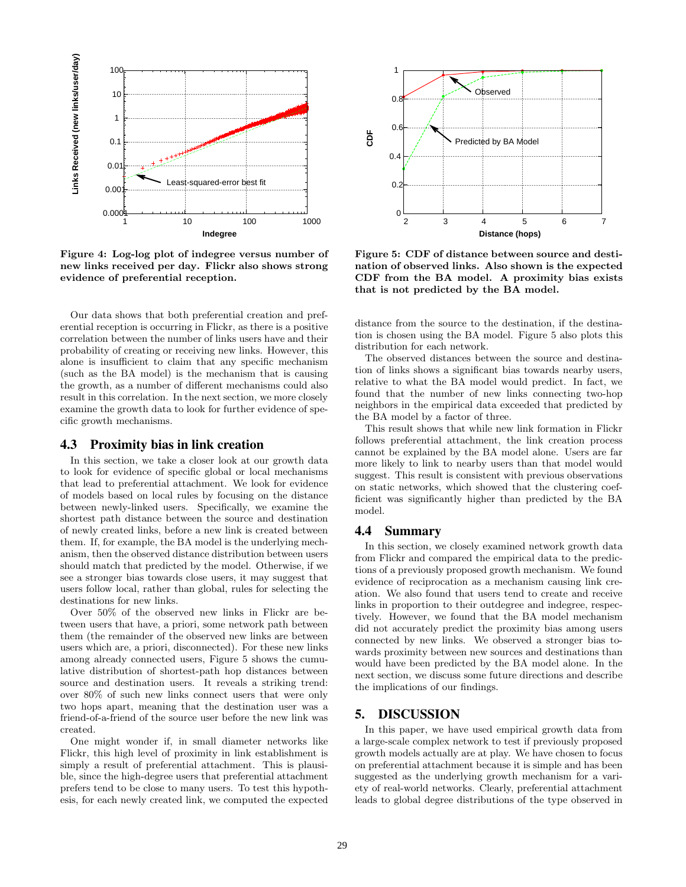Links Received (new links/user/day)

100

10

1

0.1

0.01

0.001

0.0001

1

10

100

1000

Indegree

Least-squared-error best fit

**Figure 4: Log-log plot of indegree versus number of new links received per day. Flickr also shows strong evidence of preferential reception.**

CDF

1

0.8

0.6

0.4

0.2

0

2

3

4

5

6

7

Distance (hops)

Observed

Predicted by BA Model

**Figure 5: CDF of distance between source and destination of observed links. Also shown is the expected CDF from the BA model. A proximity bias exists that is not predicted by the BA model.**

Our data shows that both preferential creation and preferential reception is occurring in Flickr, as there is a positive correlation between the number of links users have and their probability of creating or receiving new links. However, this alone is insufficient to claim that any specific mechanism (such as the BA model) is the mechanism that is causing the growth, as a number of different mechanisms could also result in this correlation. In the next section, we more closely examine the growth data to look for further evidence of specific growth mechanisms.

## 4.3 Proximity bias in link creation

In this section, we take a closer look at our growth data to look for evidence of specific global or local mechanisms that lead to preferential attachment. We look for evidence of models based on local rules by focusing on the distance between newly-linked users. Specifically, we examine the shortest path distance between the source and destination of newly created links, before a new link is created between them. If, for example, the BA model is the underlying mechanism, then the observed distance distribution between users should match that predicted by the model. Otherwise, if we see a stronger bias towards close users, it may suggest that users follow local, rather than global, rules for selecting the destinations for new links.

Over 50% of the observed new links in Flickr are between users that have, a priori, some network path between them (the remainder of the observed new links are between users which are, a priori, disconnected). For these new links among already connected users, Figure 5 shows the cumulative distribution of shortest-path hop distances between source and destination users. It reveals a striking trend: over 80% of such new links connect users that were only two hops apart, meaning that the destination user was a friend-of-a-friend of the source user before the new link was created.

One might wonder if, in small diameter networks like Flickr, this high level of proximity in link establishment is simply a result of preferential attachment. This is plausible, since the high-degree users that preferential attachment prefers tend to be close to many users. To test this hypothesis, for each newly created link, we computed the expected distance from the source to the destination, if the destination is chosen using the BA model. Figure 5 also plots this distribution for each network.

The observed distances between the source and destination of links shows a significant bias towards nearby users, relative to what the BA model would predict. In fact, we found that the number of new links connecting two-hop neighbors in the empirical data exceeded that predicted by the BA model by a factor of three.

This result shows that while new link formation in Flickr follows preferential attachment, the link creation process cannot be explained by the BA model alone. Users are far more likely to link to nearby users than that model would suggest. This result is consistent with previous observations on static networks, which showed that the clustering coefficient was significantly higher than predicted by the BA model.

## 4.4 Summary

In this section, we closely examined network growth data from Flickr and compared the empirical data to the predictions of a previously proposed growth mechanism. We found evidence of reciprocation as a mechanism causing link creation. We also found that users tend to create and receive links in proportion to their outdegree and indegree, respectively. However, we found that the BA model mechanism did not accurately predict the proximity bias among users connected by new links. We observed a stronger bias towards proximity between new sources and destinations than would have been predicted by the BA model alone. In the next section, we discuss some future directions and describe the implications of our findings.

# 5. DISCUSSION

In this paper, we have used empirical growth data from a large-scale complex network to test if previously proposed growth models actually are at play. We have chosen to focus on preferential attachment because it is simple and has been suggested as the underlying growth mechanism for a variety of real-world networks. Clearly, preferential attachment leads to global degree distributions of the type observed in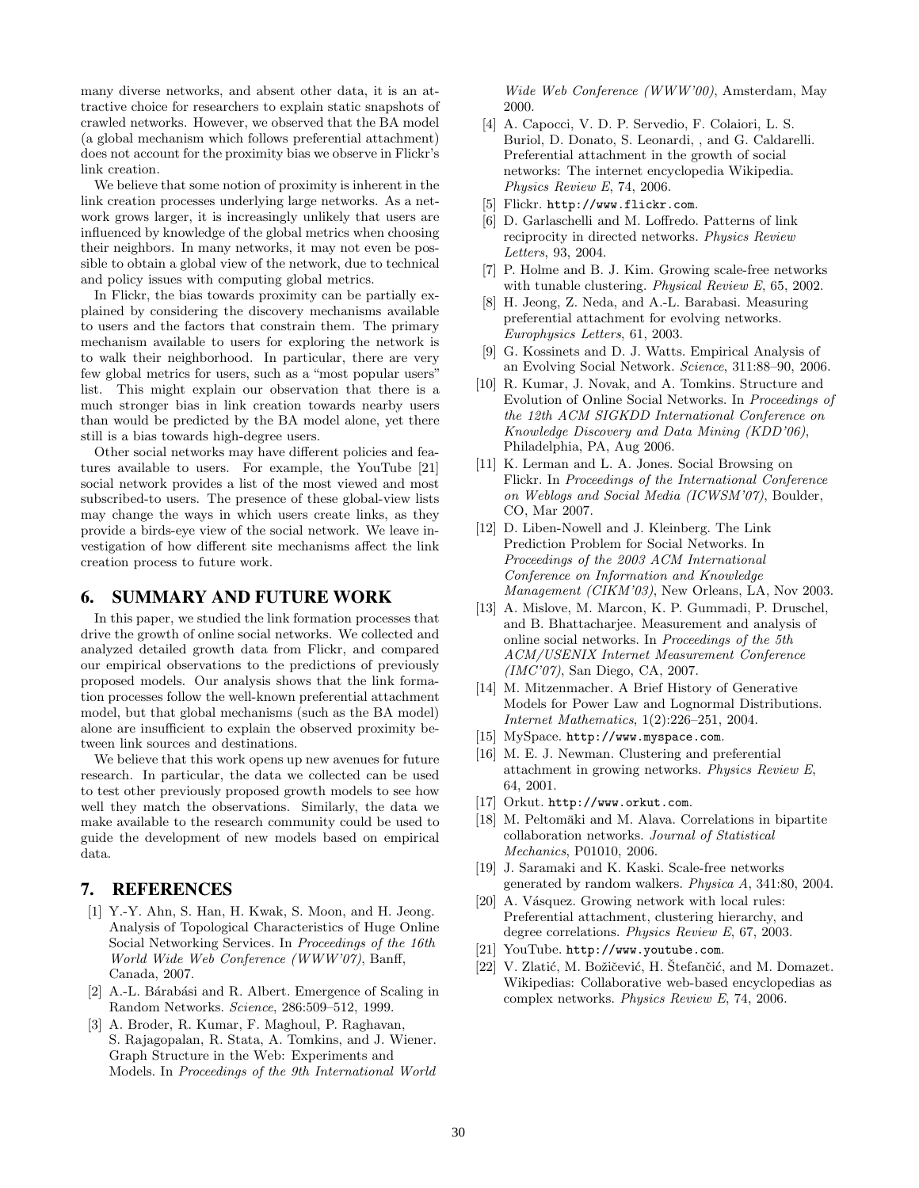many diverse networks, and absent other data, it is an attractive choice for researchers to explain static snapshots of crawled networks. However, we observed that the BA model (a global mechanism which follows preferential attachment) does not account for the proximity bias we observe in Flickr's link creation.

We believe that some notion of proximity is inherent in the link creation processes underlying large networks. As a network grows larger, it is increasingly unlikely that users are influenced by knowledge of the global metrics when choosing their neighbors. In many networks, it may not even be possible to obtain a global view of the network, due to technical and policy issues with computing global metrics.

In Flickr, the bias towards proximity can be partially explained by considering the discovery mechanisms available to users and the factors that constrain them. The primary mechanism available to users for exploring the network is to walk their neighborhood. In particular, there are very few global metrics for users, such as a "most popular users" list. This might explain our observation that there is a much stronger bias in link creation towards nearby users than would be predicted by the BA model alone, yet there still is a bias towards high-degree users.

Other social networks may have different policies and features available to users. For example, the YouTube [21] social network provides a list of the most viewed and most subscribed-to users. The presence of these global-view lists may change the ways in which users create links, as they provide a birds-eye view of the social network. We leave investigation of how different site mechanisms affect the link creation process to future work.

## 6. SUMMARY AND FUTURE WORK

In this paper, we studied the link formation processes that drive the growth of online social networks. We collected and analyzed detailed growth data from Flickr, and compared our empirical observations to the predictions of previously proposed models. Our analysis shows that the link formation processes follow the well-known preferential attachment model, but that global mechanisms (such as the BA model) alone are insufficient to explain the observed proximity between link sources and destinations.

We believe that this work opens up new avenues for future research. In particular, the data we collected can be used to test other previously proposed growth models to see how well they match the observations. Similarly, the data we make available to the research community could be used to guide the development of new models based on empirical data.

## 7. REFERENCES

[1] Y.-Y. Ahn, S. Han, H. Kwak, S. Moon, and H. Jeong. Analysis of Topological Characteristics of Huge Online Social Networking Services. In *Proceedings of the 16th World Wide Web Conference (WWW'07)*, Banff, Canada, 2007.

[2] A.-L. Bárabási and R. Albert. Emergence of Scaling in Random Networks. *Science*, 286:509–512, 1999.

[3] A. Broder, R. Kumar, F. Maghoul, P. Raghavan, S. Rajagopalan, R. Stata, A. Tomkins, and J. Wiener. Graph Structure in the Web: Experiments and Models. In *Proceedings of the 9th International World Wide Web Conference (WWW'00)*, Amsterdam, May 2000.

[4] A. Capocci, V. D. P. Servedio, F. Colaiori, L. S. Buriol, D. Donato, S. Leonardi, , and G. Caldarelli. Preferential attachment in the growth of social networks: The internet encyclopedia Wikipedia. *Physics Review E*, 74, 2006.

[5] Flickr. http://www.flickr.com.

[6] D. Garlaschelli and M. Loffredo. Patterns of link reciprocity in directed networks. *Physics Review Letters*, 93, 2004.

[7] P. Holme and B. J. Kim. Growing scale-free networks with tunable clustering. *Physical Review E*, 65, 2002.

[8] H. Jeong, Z. Neda, and A.-L. Barabasi. Measuring preferential attachment for evolving networks. *Europhysics Letters*, 61, 2003.

[9] G. Kossinets and D. J. Watts. Empirical Analysis of an Evolving Social Network. *Science*, 311:88–90, 2006.

[10] R. Kumar, J. Novak, and A. Tomkins. Structure and Evolution of Online Social Networks. In *Proceedings of the 12th ACM SIGKDD International Conference on Knowledge Discovery and Data Mining (KDD'06)*, Philadelphia, PA, Aug 2006.

[11] K. Lerman and L. A. Jones. Social Browsing on Flickr. In *Proceedings of the International Conference on Weblogs and Social Media (ICWSM'07)*, Boulder, CO, Mar 2007.

[12] D. Liben-Nowell and J. Kleinberg. The Link Prediction Problem for Social Networks. In *Proceedings of the 2003 ACM International Conference on Information and Knowledge Management (CIKM'03)*, New Orleans, LA, Nov 2003.

[13] A. Mislove, M. Marcon, K. P. Gummadi, P. Druschel, and B. Bhattacharjee. Measurement and analysis of online social networks. In *Proceedings of the 5th ACM/USENIX Internet Measurement Conference (IMC'07)*, San Diego, CA, 2007.

[14] M. Mitzenmacher. A Brief History of Generative Models for Power Law and Lognormal Distributions. *Internet Mathematics*, 1(2):226–251, 2004.

[15] MySpace. http://www.myspace.com.

[16] M. E. J. Newman. Clustering and preferential attachment in growing networks. *Physics Review E*, 64, 2001.

[17] Orkut. http://www.orkut.com.

[18] M. Peltomäki and M. Alava. Correlations in bipartite collaboration networks. *Journal of Statistical Mechanics*, P01010, 2006.

[19] J. Saramaki and K. Kaski. Scale-free networks generated by random walkers. *Physica A*, 341:80, 2004.

[20] A. Vásquez. Growing network with local rules: Preferential attachment, clustering hierarchy, and degree correlations. *Physics Review E*, 67, 2003.

[21] YouTube. http://www.youtube.com.

[22] V. Zlatić, M. Božičević, H. Štefančić, and M. Domazet. Wikipedias: Collaborative web-based encyclopedias as complex networks. *Physics Review E*, 74, 2006.